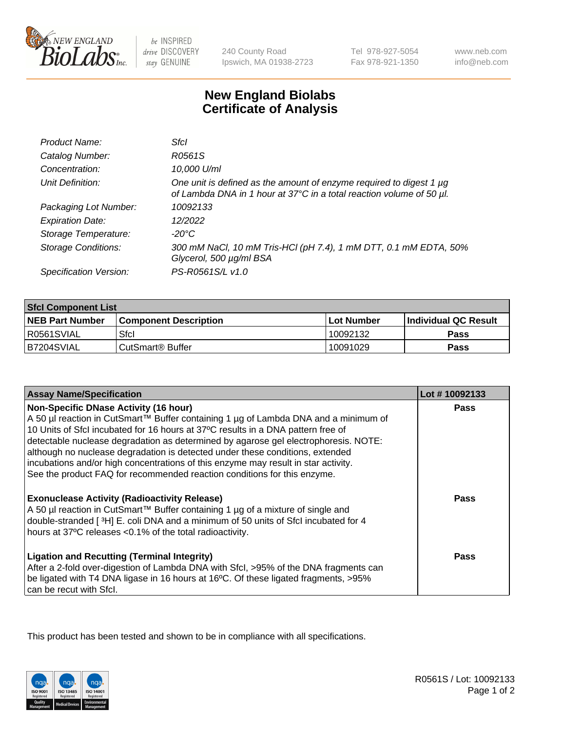# New England Biolabs Certificate of Analysis

| | |
|---|---|
| *Product Name:* | *SfcI* |
| *Catalog Number:* | *R0561S* |
| *Concentration:* | *10,000 U/ml* |
| *Unit Definition:* | *One unit is defined as the amount of enzyme required to digest 1 µg of Lambda DNA in 1 hour at 37°C in a total reaction volume of 50 µl.* |
| *Packaging Lot Number:* | *10092133* |
| *Expiration Date:* | *12/2022* |
| *Storage Temperature:* | *-20°C* |
| *Storage Conditions:* | *300 mM NaCl, 10 mM Tris-HCl (pH 7.4), 1 mM DTT, 0.1 mM EDTA, 50% Glycerol, 500 µg/ml BSA* |
| *Specification Version:* | *PS-R0561S/L v1.0* |

| SfcI Component List | | | |
|---|---|---|---|
| **NEB Part Number** | **Component Description** | **Lot Number** | **Individual QC Result** |
| R0561SVIAL | SfcI | 10092132 | **Pass** |
| B7204SVIAL | CutSmart® Buffer | 10091029 | **Pass** |

| Assay Name/Specification | Lot # 10092133 |
|---|---|
| **Non-Specific DNase Activity (16 hour)**<br>A 50 µl reaction in CutSmart™ Buffer containing 1 µg of Lambda DNA and a minimum of 10 Units of SfcI incubated for 16 hours at 37ºC results in a DNA pattern free of detectable nuclease degradation as determined by agarose gel electrophoresis. NOTE: although no nuclease degradation is detected under these conditions, extended incubations and/or high concentrations of this enzyme may result in star activity. See the product FAQ for recommended reaction conditions for this enzyme. | **Pass** |
| **Exonuclease Activity (Radioactivity Release)**<br>A 50 µl reaction in CutSmart™ Buffer containing 1 µg of a mixture of single and double-stranded [$^{3}$H] E. coli DNA and a minimum of 50 units of SfcI incubated for 4 hours at 37ºC releases <0.1% of the total radioactivity. | **Pass** |
| **Ligation and Recutting (Terminal Integrity)**<br>After a 2-fold over-digestion of Lambda DNA with SfcI, >95% of the DNA fragments can be ligated with T4 DNA ligase in 16 hours at 16ºC. Of these ligated fragments, >95% can be recut with SfcI. | **Pass** |

This product has been tested and shown to be in compliance with all specifications.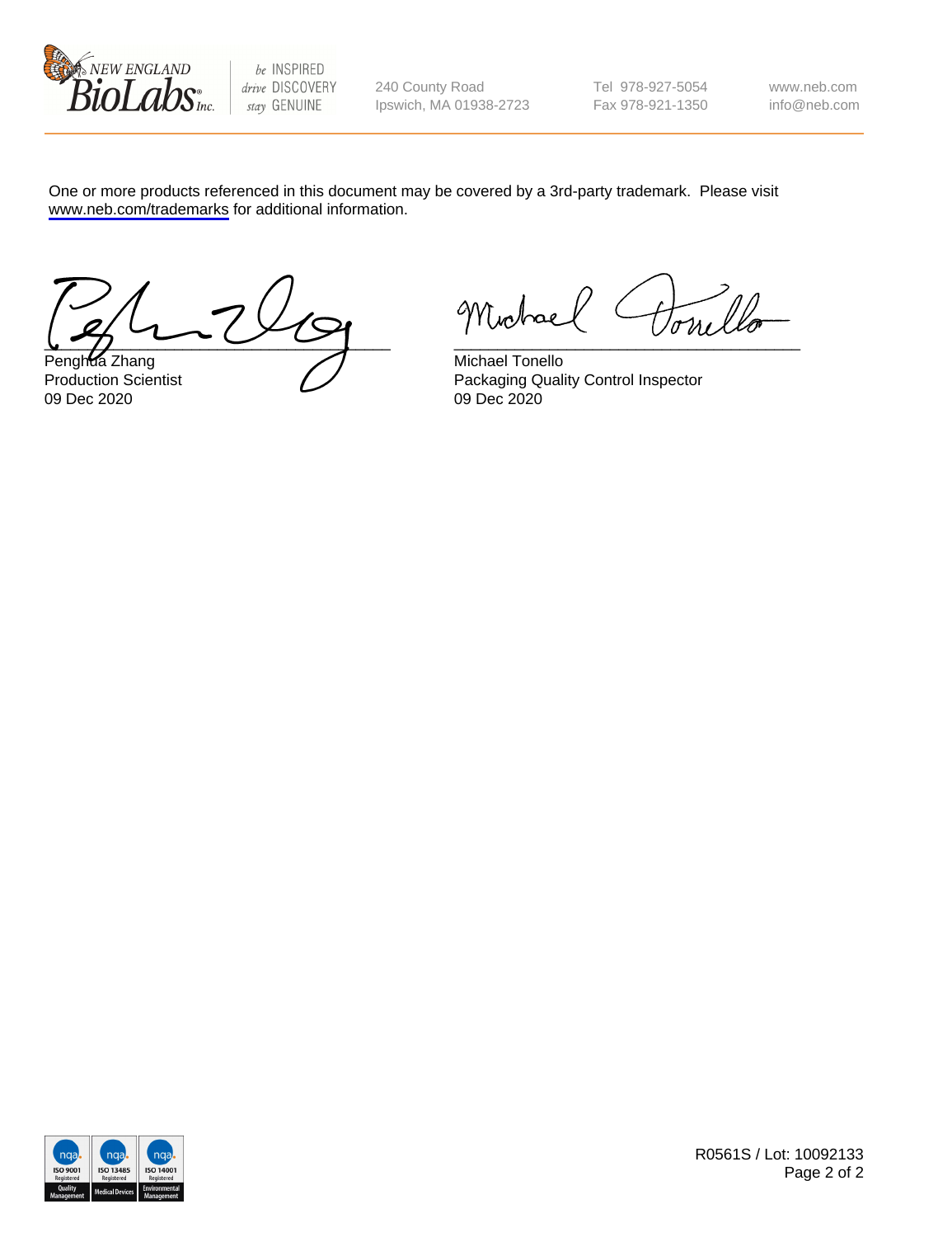One or more products referenced in this document may be covered by a 3rd-party trademark. Please visit www.neb.com/trademarks for additional information.

Penghua Zhang
Production Scientist
09 Dec 2020

Michael Tonello
Packaging Quality Control Inspector
09 Dec 2020

R0561S / Lot: 10092133